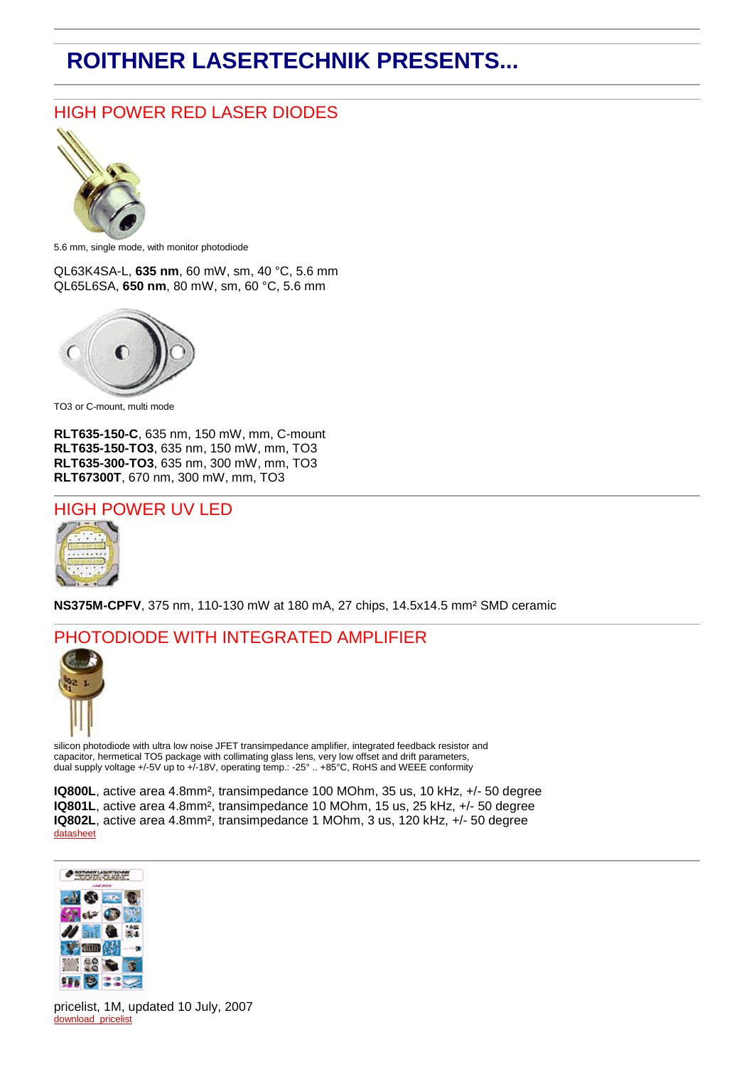# ROITHNER LASERTECHNIK PRESENTS...

## HIGH POWER RED LASER DIODES

5.6 mm, single mode, with monitor photodiode

QL63K4SA-L, **635 nm**, 60 mW, sm, 40 °C, 5.6 mm
QL65L6SA, **650 nm**, 80 mW, sm, 60 °C, 5.6 mm

TO3 or C-mount, multi mode

**RLT635-150-C**, 635 nm, 150 mW, mm, C-mount
**RLT635-150-TO3**, 635 nm, 150 mW, mm, TO3
**RLT635-300-TO3**, 635 nm, 300 mW, mm, TO3
**RLT67300T**, 670 nm, 300 mW, mm, TO3

## HIGH POWER UV LED

**NS375M-CPFV**, 375 nm, 110-130 mW at 180 mA, 27 chips, 14.5x14.5 mm² SMD ceramic

## PHOTODIODE WITH INTEGRATED AMPLIFIER

silicon photodiode with ultra low noise JFET transimpedance amplifier, integrated feedback resistor and capacitor, hermetical TO5 package with collimating glass lens, very low offset and drift parameters, dual supply voltage +/-5V up to +/-18V, operating temp.: -25° .. +85°C, RoHS and WEEE conformity

**IQ800L**, active area 4.8mm², transimpedance 100 MOhm, 35 us, 10 kHz, +/- 50 degree
**IQ801L**, active area 4.8mm², transimpedance 10 MOhm, 15 us, 25 kHz, +/- 50 degree
**IQ802L**, active area 4.8mm², transimpedance 1 MOhm, 3 us, 120 kHz, +/- 50 degree
datasheet

pricelist, 1M, updated 10 July, 2007
download pricelist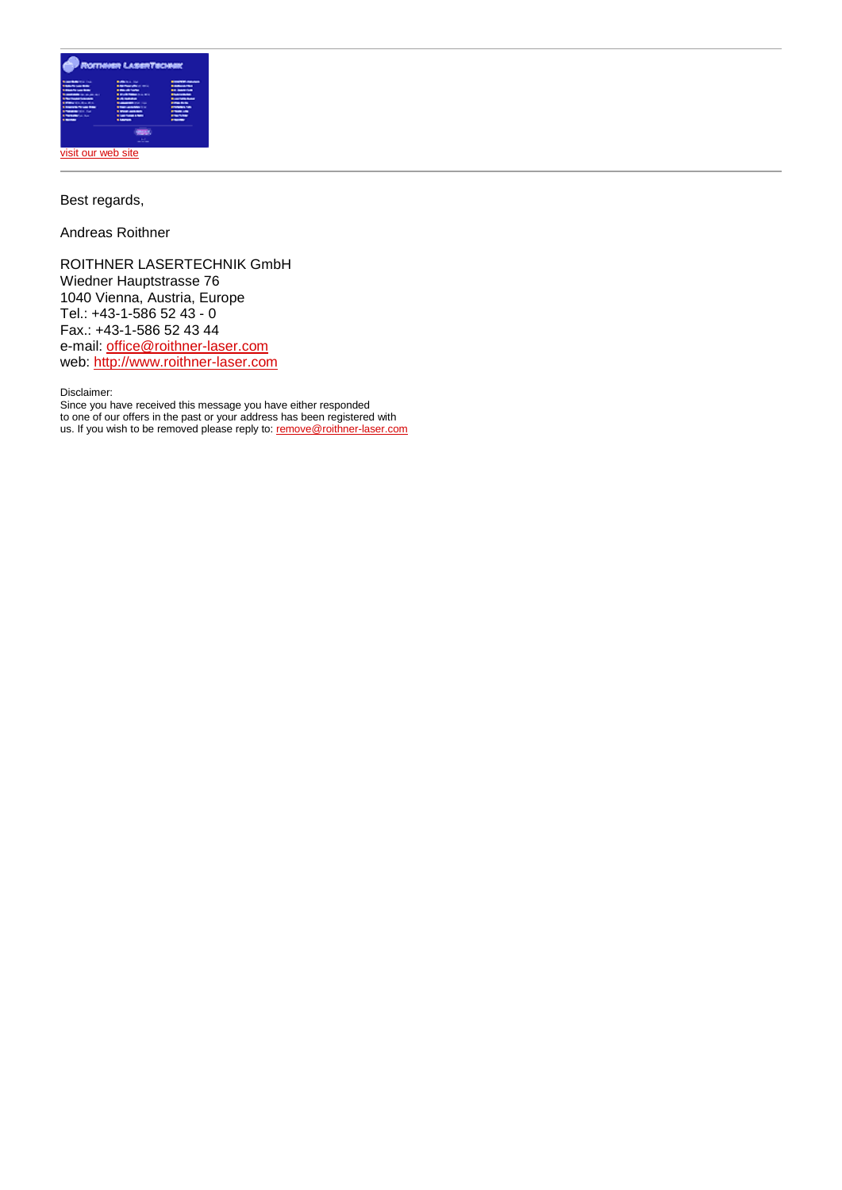---

visit our web site

---

Best regards,

Andreas Roithner

ROITHNER LASERTECHNIK GmbH
Wiedner Hauptstrasse 76
1040 Vienna, Austria, Europe
Tel.: +43-1-586 52 43 - 0
Fax.: +43-1-586 52 43 44
e-mail: office@roithner-laser.com
web: http://www.roithner-laser.com

Disclaimer:
Since you have received this message you have either responded
to one of our offers in the past or your address has been registered with
us. If you wish to be removed please reply to: remove@roithner-laser.com